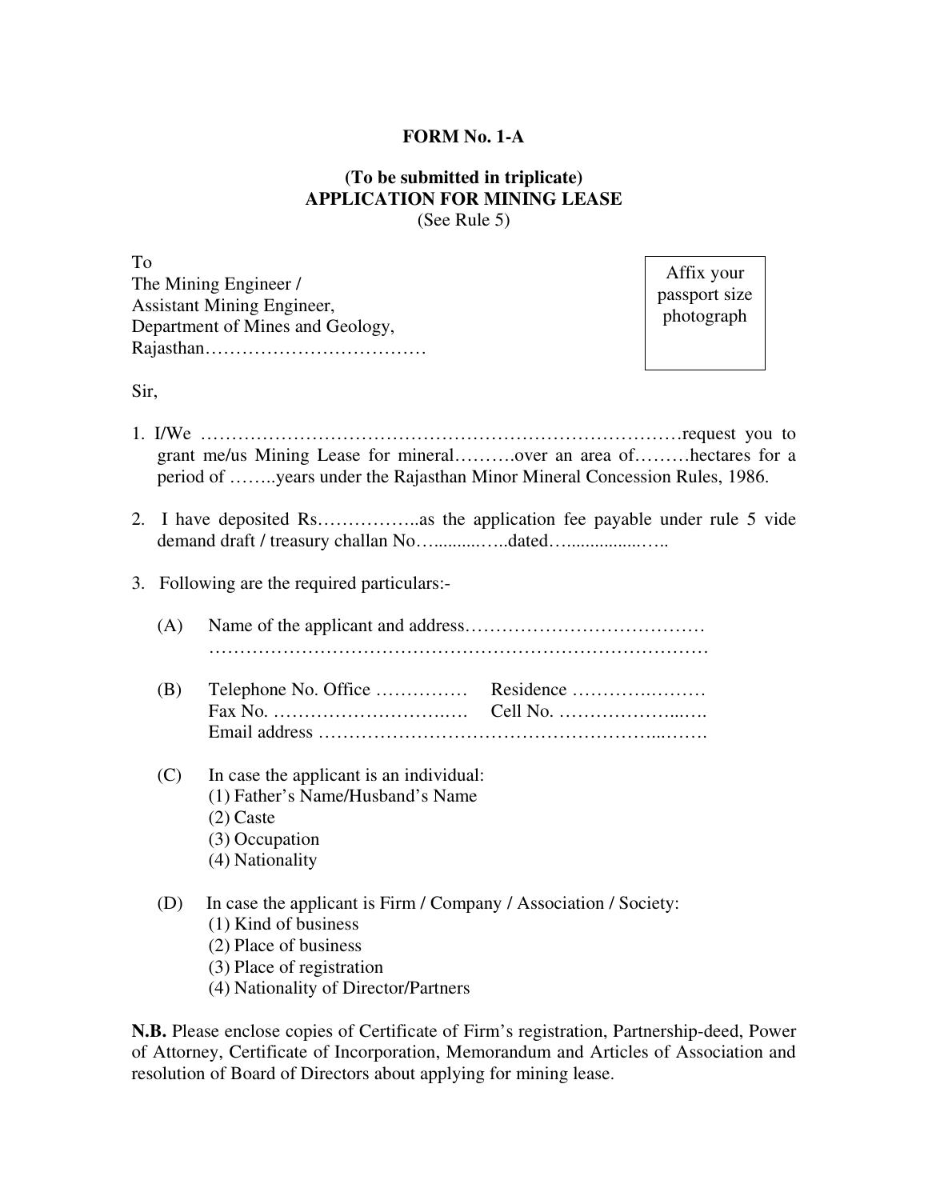**FORM No. 1-A**

**(To be submitted in triplicate)**
**APPLICATION FOR MINING LEASE**
(See Rule 5)

To
The Mining Engineer /
Assistant Mining Engineer,
Department of Mines and Geology,
Rajasthan………………………………

Affix your passport size photograph

Sir,

1. I/We ……………………………………………………………………request you to grant me/us Mining Lease for mineral……….over an area of………hectares for a period of ……..years under the Rajasthan Minor Mineral Concession Rules, 1986.

2. I have deposited Rs……………..as the application fee payable under rule 5 vide demand draft / treasury challan No…..........…..dated…...............…..

3. Following are the required particulars:-

   (A) Name of the applicant and address…………………………………
   ………………………………………………………………………

   (B) Telephone No. Office …………… Residence ……….………
   Fax No. ………………………..…. Cell No. ………………...….
   Email address ……………………………………………...…….

   (C) In case the applicant is an individual:
   (1) Father's Name/Husband's Name
   (2) Caste
   (3) Occupation
   (4) Nationality

   (D) In case the applicant is Firm / Company / Association / Society:
   (1) Kind of business
   (2) Place of business
   (3) Place of registration
   (4) Nationality of Director/Partners

**N.B.** Please enclose copies of Certificate of Firm's registration, Partnership-deed, Power of Attorney, Certificate of Incorporation, Memorandum and Articles of Association and resolution of Board of Directors about applying for mining lease.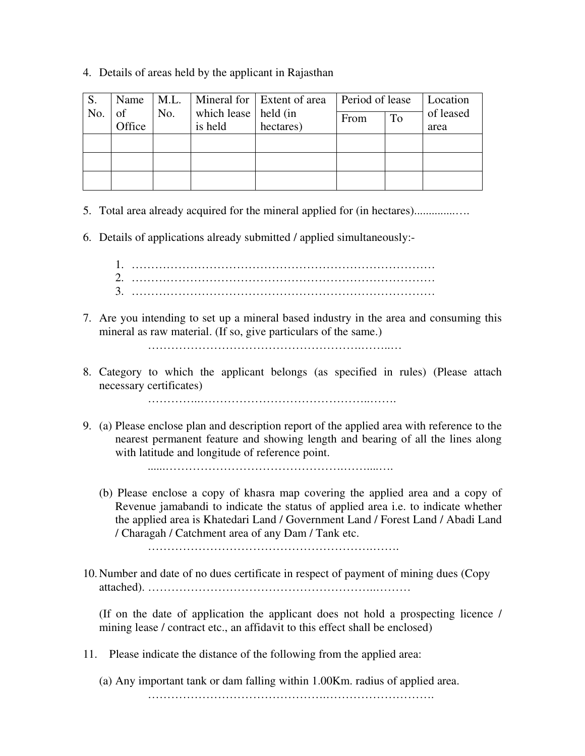4. Details of areas held by the applicant in Rajasthan

| S. No. | Name of Office | M.L. No. | Mineral for which lease is held | Extent of area held (in hectares) | Period of lease | | Location of leased area |
|---|---|---|---|---|---|---|---|
| | | | | | From | To | |
| | | | | | | | |
| | | | | | | | |
| | | | | | | | |

5. Total area already acquired for the mineral applied for (in hectares)..............….

6. Details of applications already submitted / applied simultaneously:-

   1. ………………………………………………………………………
   2. ………………………………………………………………………
   3. ………………………………………………………………………

7. Are you intending to set up a mineral based industry in the area and consuming this mineral as raw material. (If so, give particulars of the same.)

   …………………………………………….……..…

8. Category to which the applicant belongs (as specified in rules) (Please attach necessary certificates)

   …………..…………………………………..…….

9. (a) Please enclose plan and description report of the applied area with reference to the nearest permanent feature and showing length and bearing of all the lines along with latitude and longitude of reference point.

   ......…………………………………….……....….

   (b) Please enclose a copy of khasra map covering the applied area and a copy of Revenue jamabandi to indicate the status of applied area i.e. to indicate whether the applied area is Khatedari Land / Government Land / Forest Land / Abadi Land / Charagah / Catchment area of any Dam / Tank etc.

   ……………………………………………………..…….

10. Number and date of no dues certificate in respect of payment of mining dues (Copy attached). …………………………………………………..………

    (If on the date of application the applicant does not hold a prospecting licence / mining lease / contract etc., an affidavit to this effect shall be enclosed)

11. Please indicate the distance of the following from the applied area:

    (a) Any important tank or dam falling within 1.00Km. radius of applied area.

    ……………………………………..……………………….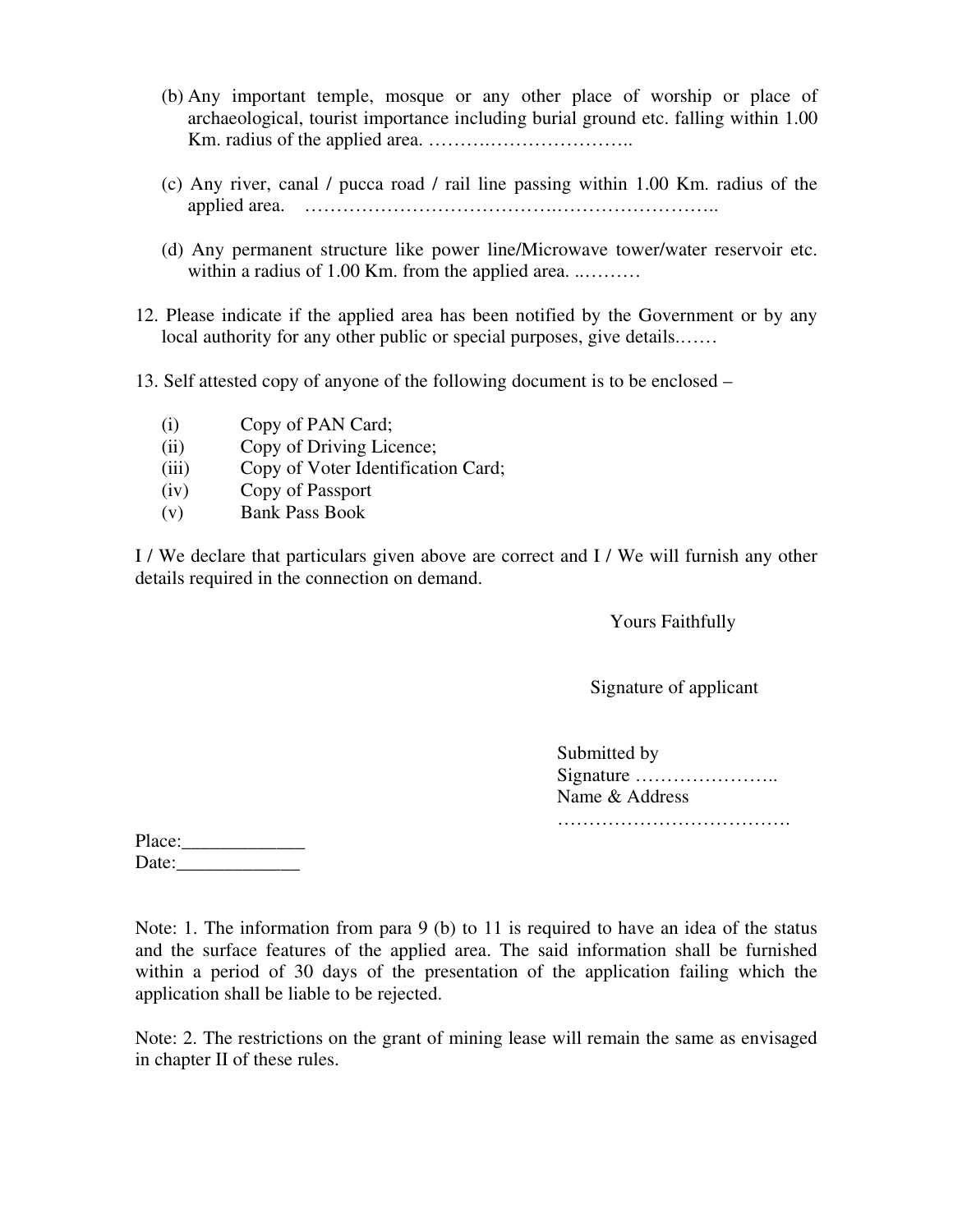(b) Any important temple, mosque or any other place of worship or place of archaeological, tourist importance including burial ground etc. falling within 1.00 Km. radius of the applied area. …………………………..

(c) Any river, canal / pucca road / rail line passing within 1.00 Km. radius of the applied area. ……………………………………………………………..

(d) Any permanent structure like power line/Microwave tower/water reservoir etc. within a radius of 1.00 Km. from the applied area. ..………

12. Please indicate if the applied area has been notified by the Government or by any local authority for any other public or special purposes, give details.……

13. Self attested copy of anyone of the following document is to be enclosed –

(i) Copy of PAN Card;
(ii) Copy of Driving Licence;
(iii) Copy of Voter Identification Card;
(iv) Copy of Passport
(v) Bank Pass Book

I / We declare that particulars given above are correct and I / We will furnish any other details required in the connection on demand.

Yours Faithfully

Signature of applicant

Submitted by
Signature …………………..
Name & Address
……………………………….

Place:_____________
Date:_____________

Note: 1. The information from para 9 (b) to 11 is required to have an idea of the status and the surface features of the applied area. The said information shall be furnished within a period of 30 days of the presentation of the application failing which the application shall be liable to be rejected.

Note: 2. The restrictions on the grant of mining lease will remain the same as envisaged in chapter II of these rules.